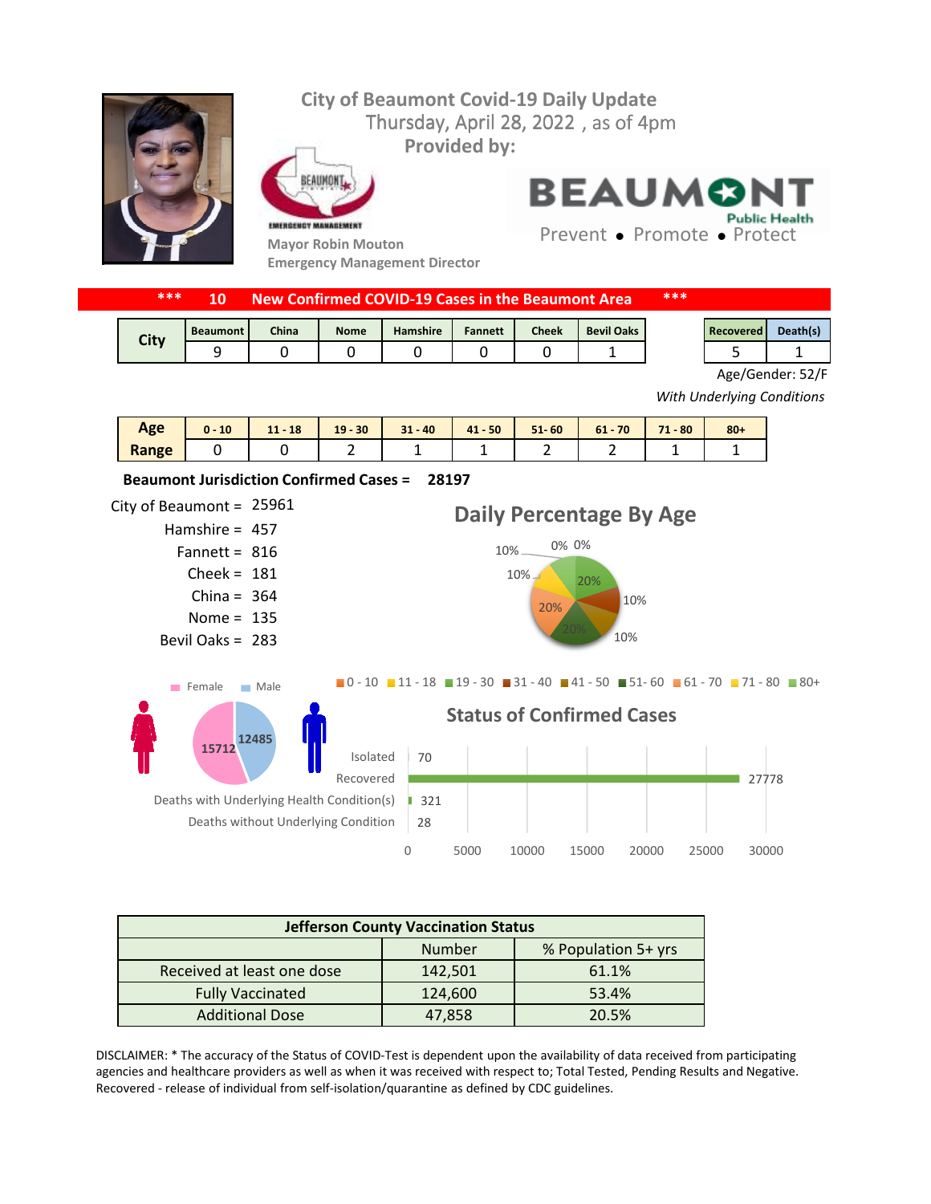# City of Beaumont Covid-19 Daily Update

Thursday, April 28, 2022 , as of 4pm

**Provided by:**

Mayor Robin Mouton
Emergency Management Director

BEAUMONT Public Health
Prevent • Promote • Protect

**\*\*\* 10 New Confirmed COVID-19 Cases in the Beaumont Area \*\*\***

| City | Beaumont | China | Nome | Hamshire | Fannett | Cheek | Bevil Oaks |
|---|---|---|---|---|---|---|---|
| | 9 | 0 | 0 | 0 | 0 | 0 | 1 |

| Recovered | Death(s) |
|---|---|
| 5 | 1 |

Age/Gender: 52/F

*With Underlying Conditions*

| Age Range | 0 - 10 | 11 - 18 | 19 - 30 | 31 - 40 | 41 - 50 | 51- 60 | 61 - 70 | 71 - 80 | 80+ |
|---|---|---|---|---|---|---|---|---|---|
| | 0 | 0 | 2 | 1 | 1 | 2 | 2 | 1 | 1 |

**Beaumont Jurisdiction Confirmed Cases = 28197**

City of Beaumont = 25961
Hamshire = 457
Fannett = 816
Cheek = 181
China = 364
Nome = 135
Bevil Oaks = 283

## Daily Percentage By Age

0 - 10: 0%, 11 - 18: 0%, 19 - 30: 20%, 31 - 40: 10%, 41 - 50: 10%, 51- 60: 20%, 61 - 70: 20%, 71 - 80: 10%, 80+: 10%

Female: 15712
Male: 12485

## Status of Confirmed Cases

| Status | Number |
|---|---|
| Isolated | 70 |
| Recovered | 27778 |
| Deaths with Underlying Health Condition(s) | 321 |
| Deaths without Underlying Condition | 28 |

| Jefferson County Vaccination Status | Number | % Population 5+ yrs |
|---|---|---|
| Received at least one dose | 142,501 | 61.1% |
| Fully Vaccinated | 124,600 | 53.4% |
| Additional Dose | 47,858 | 20.5% |

DISCLAIMER: * The accuracy of the Status of COVID-Test is dependent upon the availability of data received from participating agencies and healthcare providers as well as when it was received with respect to; Total Tested, Pending Results and Negative. Recovered - release of individual from self-isolation/quarantine as defined by CDC guidelines.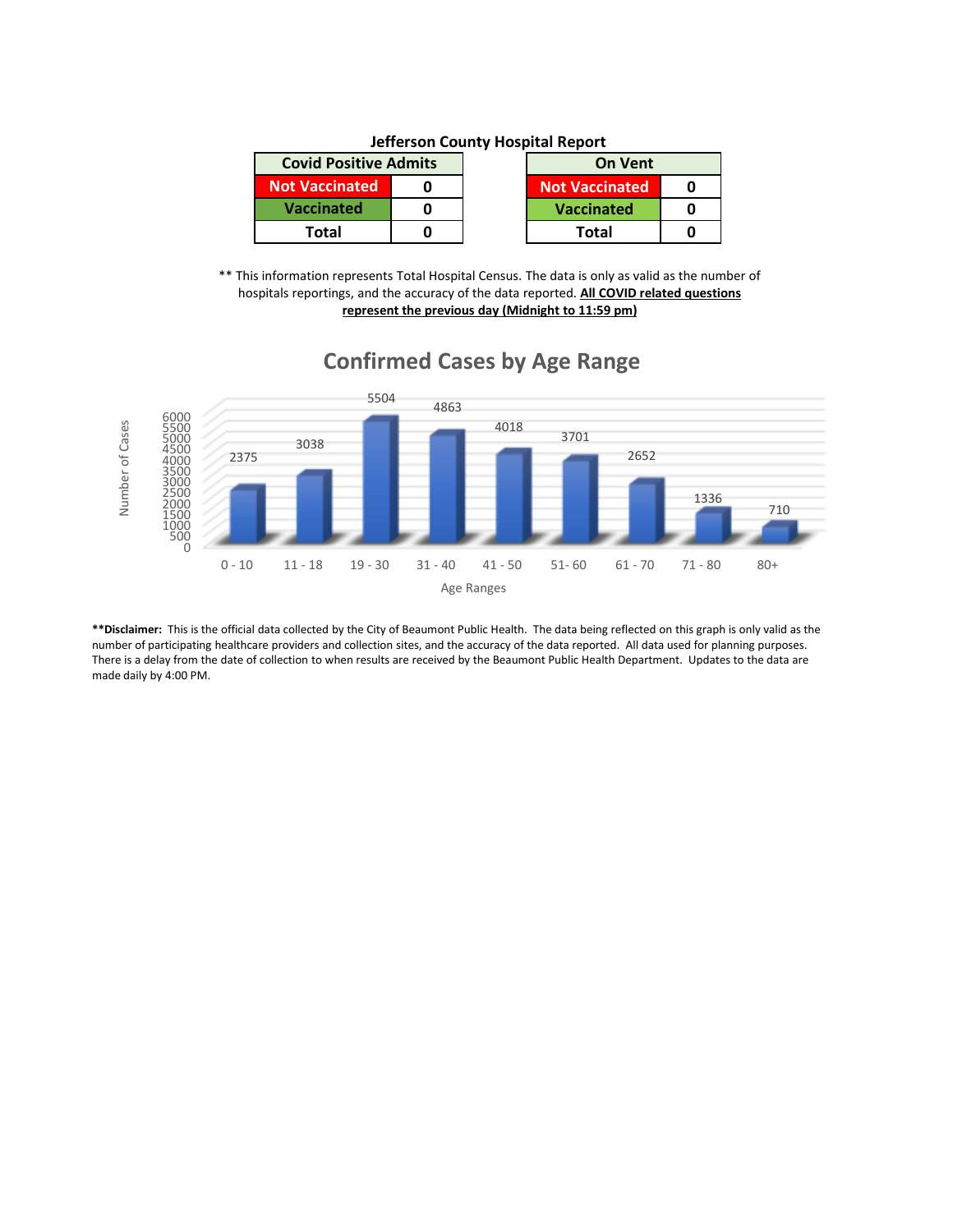## Jefferson County Hospital Report

| Covid Positive Admits | |
|---|---|
| Not Vaccinated | 0 |
| Vaccinated | 0 |
| Total | 0 |

| On Vent | |
|---|---|
| Not Vaccinated | 0 |
| Vaccinated | 0 |
| Total | 0 |

** This information represents Total Hospital Census. The data is only as valid as the number of hospitals reportings, and the accuracy of the data reported. **<u>All COVID related questions represent the previous day (Midnight to 11:59 pm)</u>**

## Confirmed Cases by Age Range

Number of Cases

6000
5500
5000
4500
4000
3500
3000
2500
2000
1500
1000
500
0

2375
3038
5504
4863
4018
3701
2652
1336
710

0 - 10
11 - 18
19 - 30
31 - 40
41 - 50
51- 60
61 - 70
71 - 80
80+

Age Ranges

****Disclaimer:** This is the official data collected by the City of Beaumont Public Health. The data being reflected on this graph is only valid as the number of participating healthcare providers and collection sites, and the accuracy of the data reported. All data used for planning purposes. There is a delay from the date of collection to when results are received by the Beaumont Public Health Department. Updates to the data are made daily by 4:00 PM.